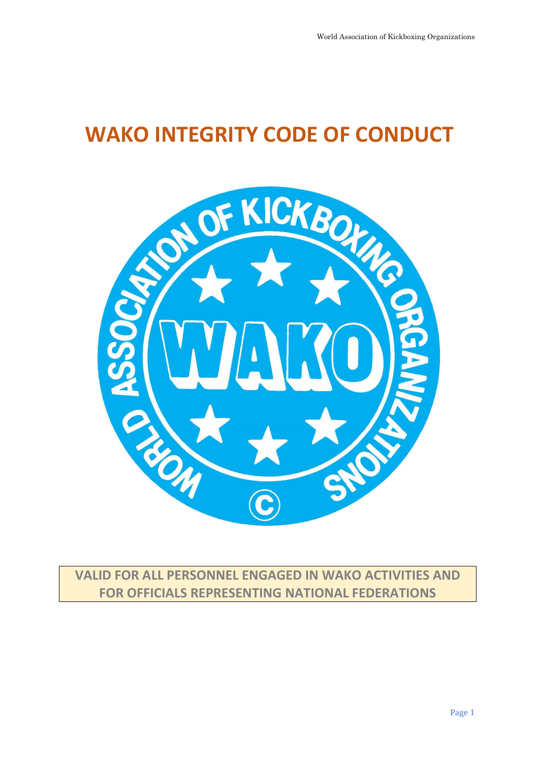# WAKO INTEGRITY CODE OF CONDUCT

**VALID FOR ALL PERSONNEL ENGAGED IN WAKO ACTIVITIES AND FOR OFFICIALS REPRESENTING NATIONAL FEDERATIONS**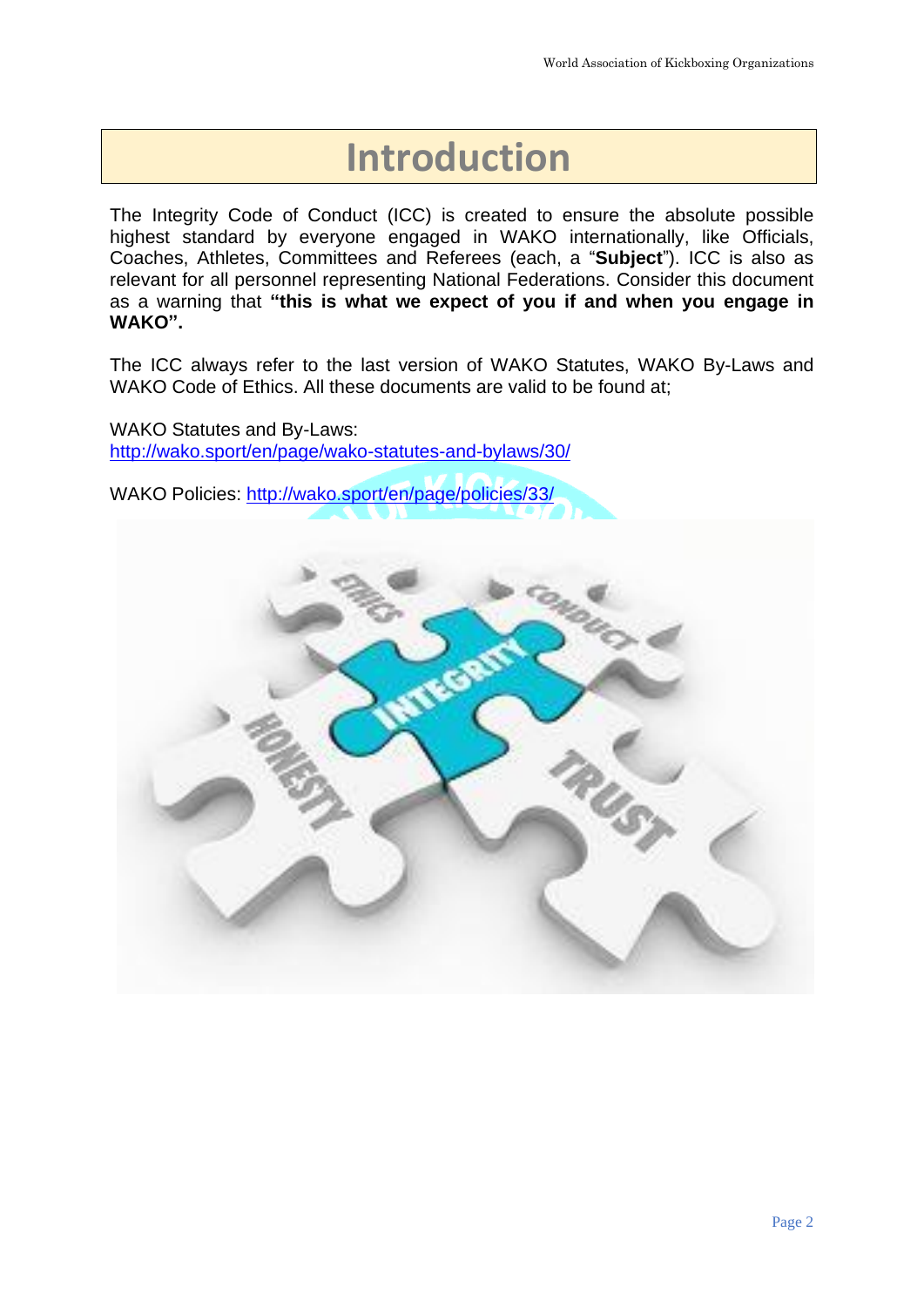# Introduction

The Integrity Code of Conduct (ICC) is created to ensure the absolute possible highest standard by everyone engaged in WAKO internationally, like Officials, Coaches, Athletes, Committees and Referees (each, a "**Subject**"). ICC is also as relevant for all personnel representing National Federations. Consider this document as a warning that **"this is what we expect of you if and when you engage in WAKO".**

The ICC always refer to the last version of WAKO Statutes, WAKO By-Laws and WAKO Code of Ethics. All these documents are valid to be found at;

WAKO Statutes and By-Laws:
http://wako.sport/en/page/wako-statutes-and-bylaws/30/

WAKO Policies: http://wako.sport/en/page/policies/33/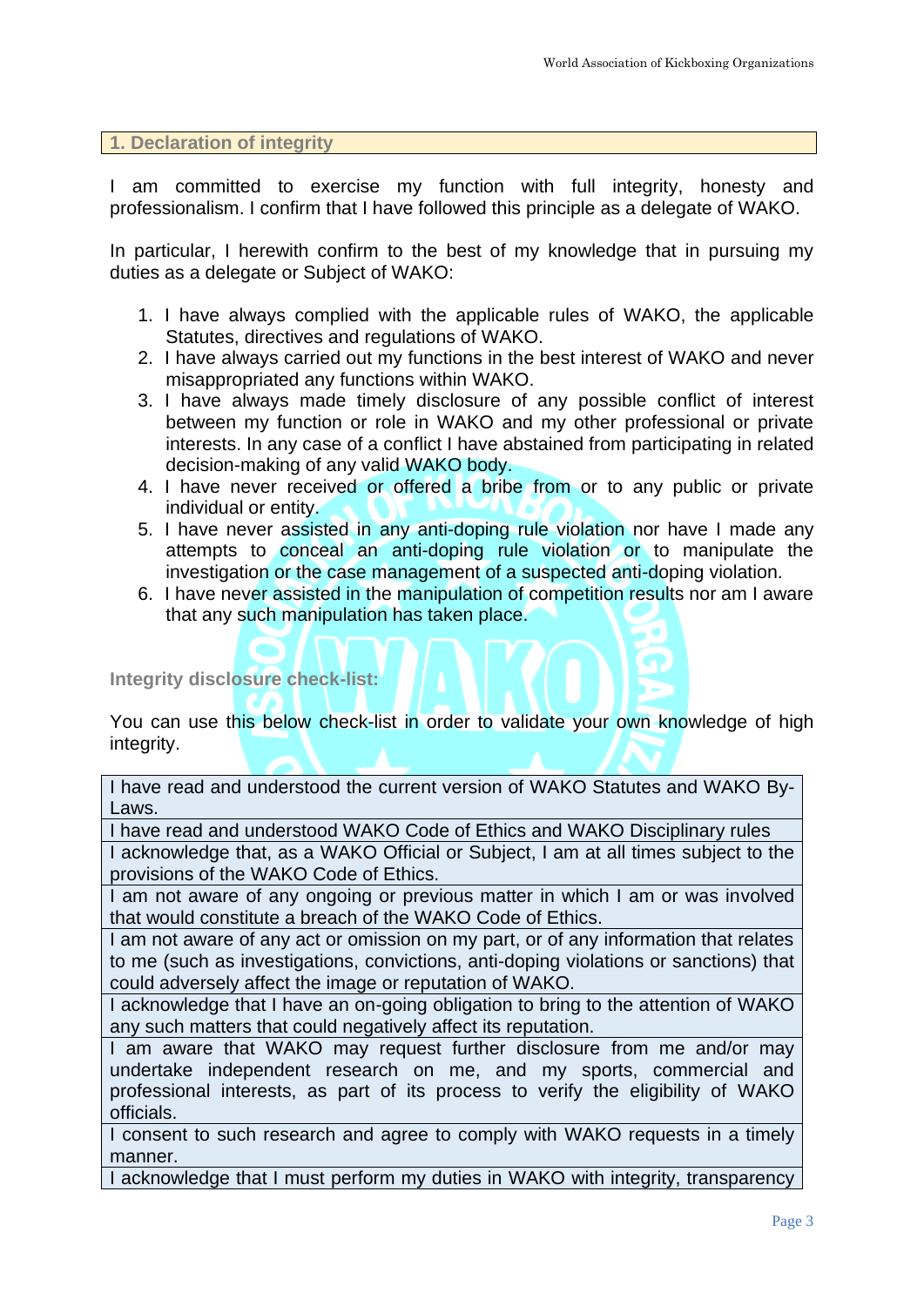## 1. Declaration of integrity

I am committed to exercise my function with full integrity, honesty and professionalism. I confirm that I have followed this principle as a delegate of WAKO.

In particular, I herewith confirm to the best of my knowledge that in pursuing my duties as a delegate or Subject of WAKO:

1. I have always complied with the applicable rules of WAKO, the applicable Statutes, directives and regulations of WAKO.
2. I have always carried out my functions in the best interest of WAKO and never misappropriated any functions within WAKO.
3. I have always made timely disclosure of any possible conflict of interest between my function or role in WAKO and my other professional or private interests. In any case of a conflict I have abstained from participating in related decision-making of any valid WAKO body.
4. I have never received or offered a bribe from or to any public or private individual or entity.
5. I have never assisted in any anti-doping rule violation nor have I made any attempts to conceal an anti-doping rule violation or to manipulate the investigation or the case management of a suspected anti-doping violation.
6. I have never assisted in the manipulation of competition results nor am I aware that any such manipulation has taken place.

**Integrity disclosure check-list:**

You can use this below check-list in order to validate your own knowledge of high integrity.

| |
|---|
| I have read and understood the current version of WAKO Statutes and WAKO By-Laws. |
| I have read and understood WAKO Code of Ethics and WAKO Disciplinary rules |
| I acknowledge that, as a WAKO Official or Subject, I am at all times subject to the provisions of the WAKO Code of Ethics. |
| I am not aware of any ongoing or previous matter in which I am or was involved that would constitute a breach of the WAKO Code of Ethics. |
| I am not aware of any act or omission on my part, or of any information that relates to me (such as investigations, convictions, anti-doping violations or sanctions) that could adversely affect the image or reputation of WAKO. |
| I acknowledge that I have an on-going obligation to bring to the attention of WAKO any such matters that could negatively affect its reputation. |
| I am aware that WAKO may request further disclosure from me and/or may undertake independent research on me, and my sports, commercial and professional interests, as part of its process to verify the eligibility of WAKO officials. |
| I consent to such research and agree to comply with WAKO requests in a timely manner. |
| I acknowledge that I must perform my duties in WAKO with integrity, transparency |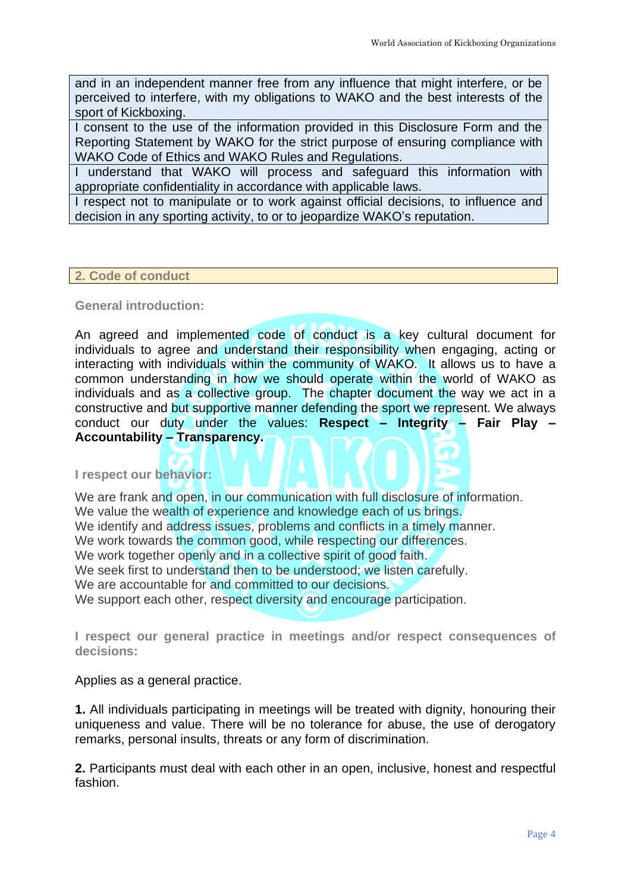| and in an independent manner free from any influence that might interfere, or be perceived to interfere, with my obligations to WAKO and the best interests of the sport of Kickboxing. |
|---|
| I consent to the use of the information provided in this Disclosure Form and the Reporting Statement by WAKO for the strict purpose of ensuring compliance with WAKO Code of Ethics and WAKO Rules and Regulations. |
| I understand that WAKO will process and safeguard this information with appropriate confidentiality in accordance with applicable laws. |
| I respect not to manipulate or to work against official decisions, to influence and decision in any sporting activity, to or to jeopardize WAKO's reputation. |

## 2. Code of conduct

**General introduction:**

An agreed and implemented code of conduct is a key cultural document for individuals to agree and understand their responsibility when engaging, acting or interacting with individuals within the community of WAKO. It allows us to have a common understanding in how we should operate within the world of WAKO as individuals and as a collective group. The chapter document the way we act in a constructive and but supportive manner defending the sport we represent. We always conduct our duty under the values: **Respect – Integrity – Fair Play – Accountability – Transparency.**

**I respect our behavior:**

We are frank and open, in our communication with full disclosure of information.
We value the wealth of experience and knowledge each of us brings.
We identify and address issues, problems and conflicts in a timely manner.
We work towards the common good, while respecting our differences.
We work together openly and in a collective spirit of good faith.
We seek first to understand then to be understood; we listen carefully.
We are accountable for and committed to our decisions.
We support each other, respect diversity and encourage participation.

**I respect our general practice in meetings and/or respect consequences of decisions:**

Applies as a general practice.

**1.** All individuals participating in meetings will be treated with dignity, honouring their uniqueness and value. There will be no tolerance for abuse, the use of derogatory remarks, personal insults, threats or any form of discrimination.

**2.** Participants must deal with each other in an open, inclusive, honest and respectful fashion.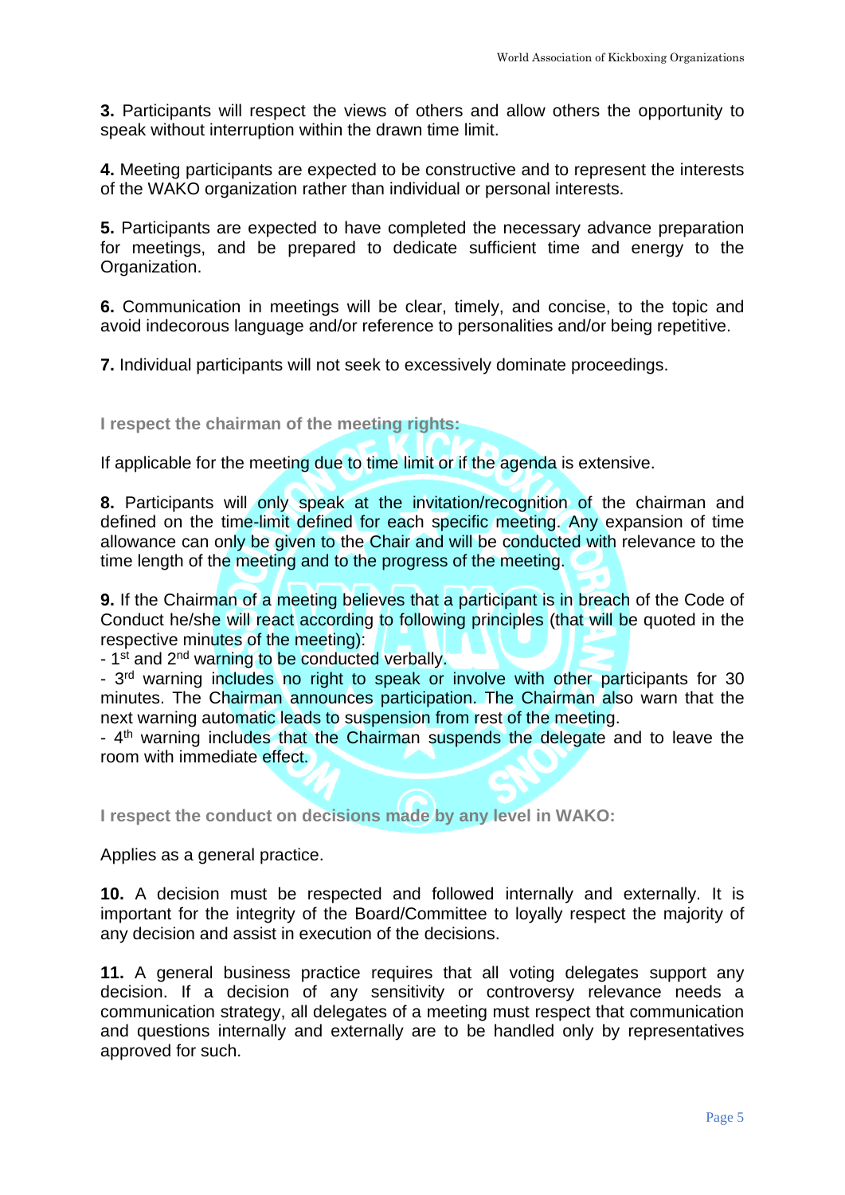**3.** Participants will respect the views of others and allow others the opportunity to speak without interruption within the drawn time limit.

**4.** Meeting participants are expected to be constructive and to represent the interests of the WAKO organization rather than individual or personal interests.

**5.** Participants are expected to have completed the necessary advance preparation for meetings, and be prepared to dedicate sufficient time and energy to the Organization.

**6.** Communication in meetings will be clear, timely, and concise, to the topic and avoid indecorous language and/or reference to personalities and/or being repetitive.

**7.** Individual participants will not seek to excessively dominate proceedings.

**I respect the chairman of the meeting rights:**

If applicable for the meeting due to time limit or if the agenda is extensive.

**8.** Participants will only speak at the invitation/recognition of the chairman and defined on the time-limit defined for each specific meeting. Any expansion of time allowance can only be given to the Chair and will be conducted with relevance to the time length of the meeting and to the progress of the meeting.

**9.** If the Chairman of a meeting believes that a participant is in breach of the Code of Conduct he/she will react according to following principles (that will be quoted in the respective minutes of the meeting):

- 1st and 2nd warning to be conducted verbally.
- 3rd warning includes no right to speak or involve with other participants for 30 minutes. The Chairman announces participation. The Chairman also warn that the next warning automatic leads to suspension from rest of the meeting.
- 4th warning includes that the Chairman suspends the delegate and to leave the room with immediate effect.

**I respect the conduct on decisions made by any level in WAKO:**

Applies as a general practice.

**10.** A decision must be respected and followed internally and externally. It is important for the integrity of the Board/Committee to loyally respect the majority of any decision and assist in execution of the decisions.

**11.** A general business practice requires that all voting delegates support any decision. If a decision of any sensitivity or controversy relevance needs a communication strategy, all delegates of a meeting must respect that communication and questions internally and externally are to be handled only by representatives approved for such.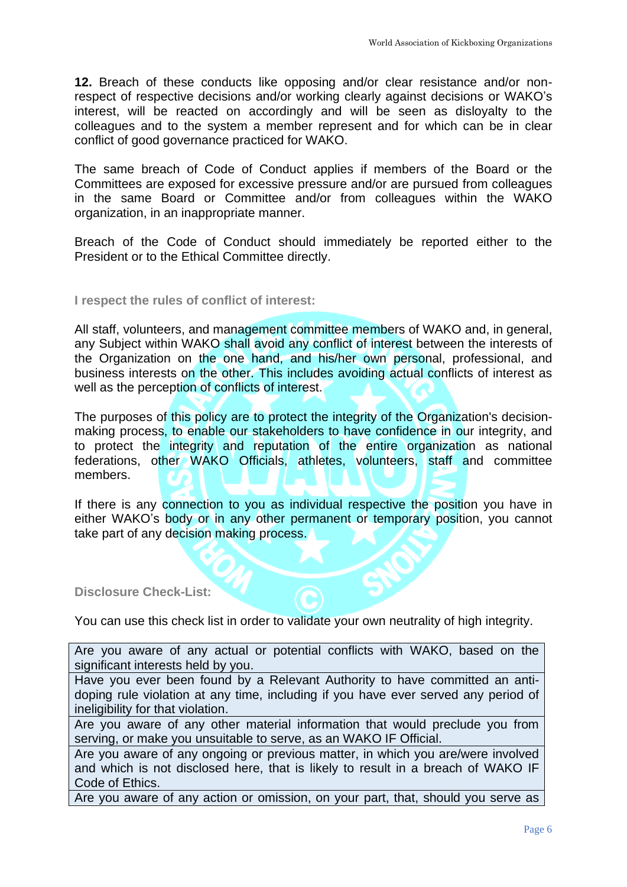**12.** Breach of these conducts like opposing and/or clear resistance and/or non-respect of respective decisions and/or working clearly against decisions or WAKO's interest, will be reacted on accordingly and will be seen as disloyalty to the colleagues and to the system a member represent and for which can be in clear conflict of good governance practiced for WAKO.

The same breach of Code of Conduct applies if members of the Board or the Committees are exposed for excessive pressure and/or are pursued from colleagues in the same Board or Committee and/or from colleagues within the WAKO organization, in an inappropriate manner.

Breach of the Code of Conduct should immediately be reported either to the President or to the Ethical Committee directly.

**I respect the rules of conflict of interest:**

All staff, volunteers, and management committee members of WAKO and, in general, any Subject within WAKO shall avoid any conflict of interest between the interests of the Organization on the one hand, and his/her own personal, professional, and business interests on the other. This includes avoiding actual conflicts of interest as well as the perception of conflicts of interest.

The purposes of this policy are to protect the integrity of the Organization's decision-making process, to enable our stakeholders to have confidence in our integrity, and to protect the integrity and reputation of the entire organization as national federations, other WAKO Officials, athletes, volunteers, staff and committee members.

If there is any connection to you as individual respective the position you have in either WAKO's body or in any other permanent or temporary position, you cannot take part of any decision making process.

**Disclosure Check-List:**

You can use this check list in order to validate your own neutrality of high integrity.

| |
|---|
| Are you aware of any actual or potential conflicts with WAKO, based on the significant interests held by you. |
| Have you ever been found by a Relevant Authority to have committed an anti-doping rule violation at any time, including if you have ever served any period of ineligibility for that violation. |
| Are you aware of any other material information that would preclude you from serving, or make you unsuitable to serve, as an WAKO IF Official. |
| Are you aware of any ongoing or previous matter, in which you are/were involved and which is not disclosed here, that is likely to result in a breach of WAKO IF Code of Ethics. |
| Are you aware of any action or omission, on your part, that, should you serve as |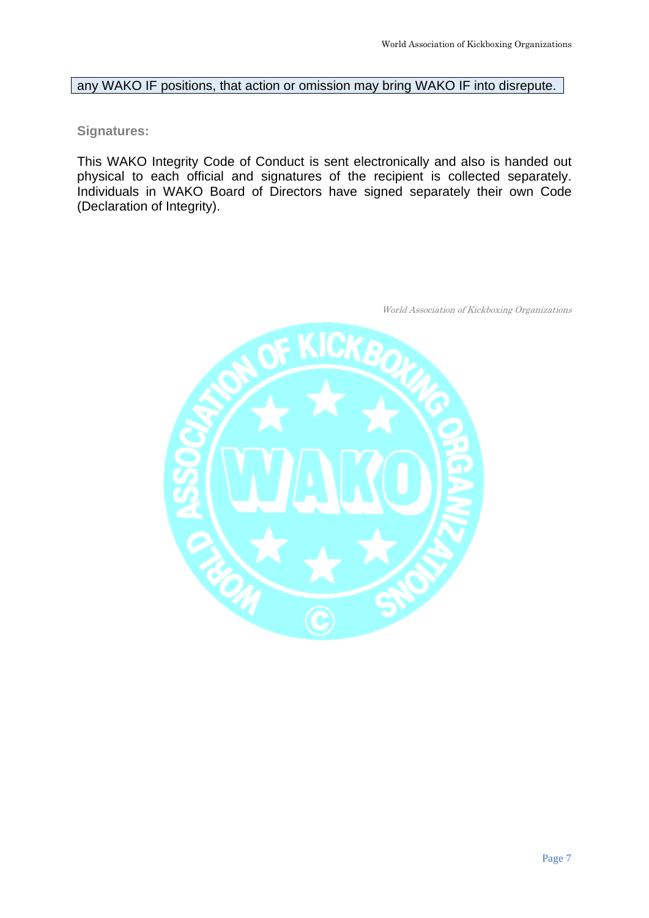any WAKO IF positions, that action or omission may bring WAKO IF into disrepute.

**Signatures:**

This WAKO Integrity Code of Conduct is sent electronically and also is handed out physical to each official and signatures of the recipient is collected separately. Individuals in WAKO Board of Directors have signed separately their own Code (Declaration of Integrity).

*World Association of Kickboxing Organizations*